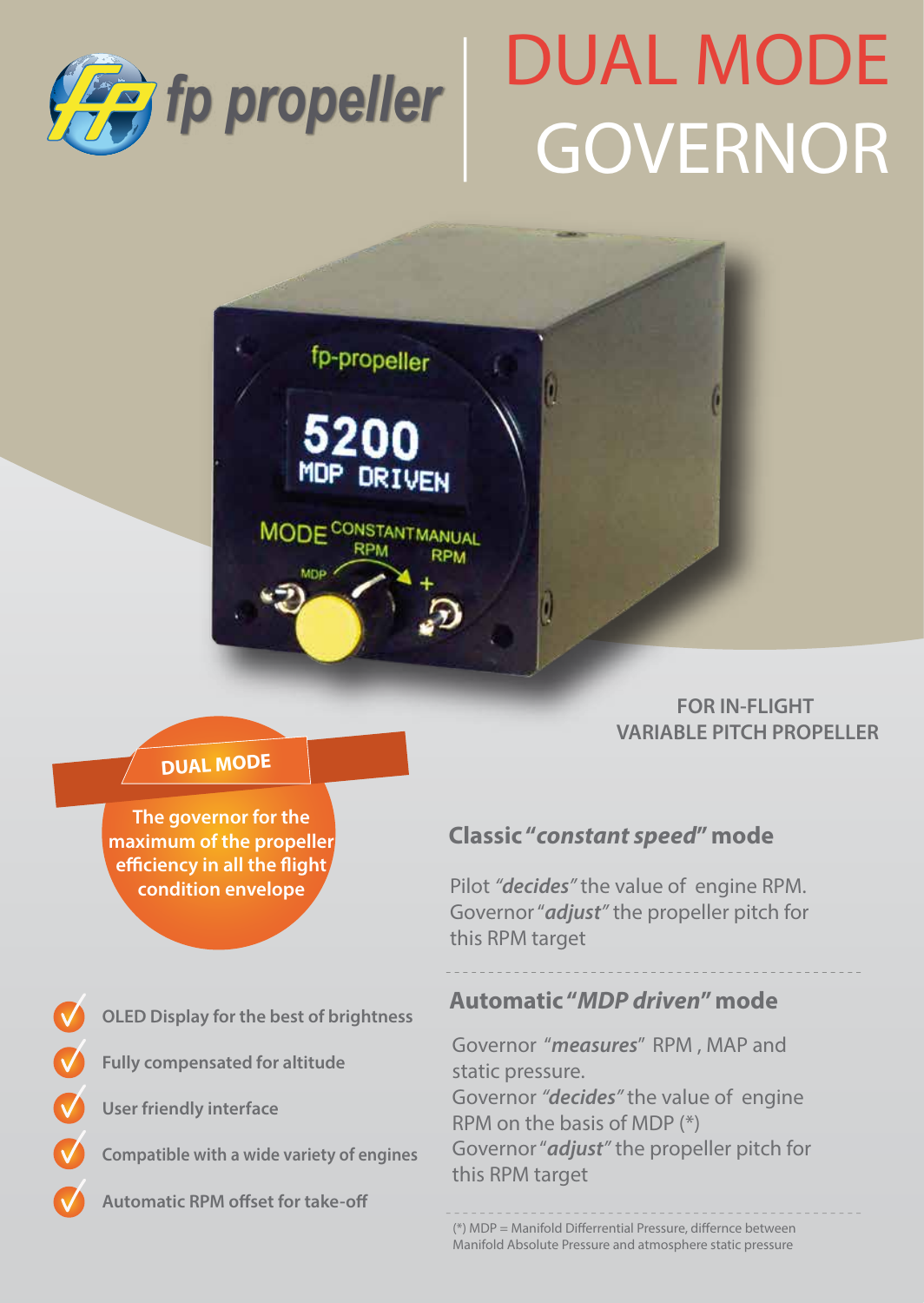# fp propeller

# DUAL MODE GOVERNOR

**FOR IN-FLIGHT VARIABLE PITCH PROPELLER**

**DUAL MODE**

**The governor for the maximum of the propeller efficiency in all the flight condition envelope**

- **OLED Display for the best of brightness**
- **Fully compensated for altitude**
- **User friendly interface**
- **Compatible with a wide variety of engines**
- **Automatic RPM offset for take-off**

## Classic "*constant speed*" mode

Pilot *"decides"* the value of engine RPM.
Governor *"adjust"* the propeller pitch for this RPM target

## Automatic "*MDP driven*" mode

Governor "*measures*" RPM , MAP and static pressure.
Governor *"decides"* the value of engine RPM on the basis of MDP (*)
Governor *"adjust"* the propeller pitch for this RPM target

(*) MDP = Manifold Differrential Pressure, differnce between Manifold Absolute Pressure and atmosphere static pressure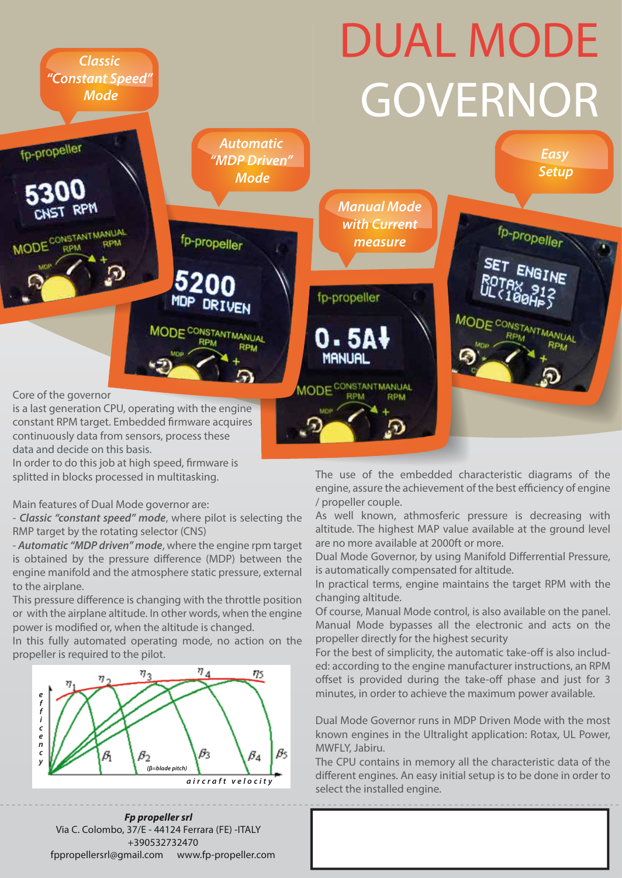# DUAL MODE GOVERNOR

Classic "Constant Speed" Mode

Automatic "MDP Driven" Mode

Manual Mode with Current measure

Easy Setup

Core of the governor is a last generation CPU, operating with the engine constant RPM target. Embedded firmware acquires continuously data from sensors, process these data and decide on this basis.
In order to do this job at high speed, firmware is splitted in blocks processed in multitasking.

Main features of Dual Mode governor are:

- ***Classic "constant speed" mode***, where pilot is selecting the RMP target by the rotating selector (CNS)
- ***Automatic "MDP driven" mode***, where the engine rpm target is obtained by the pressure difference (MDP) between the engine manifold and the atmosphere static pressure, external to the airplane.

This pressure difference is changing with the throttle position or with the airplane altitude. In other words, when the engine power is modified or, when the altitude is changed.
In this fully automated operating mode, no action on the propeller is required to the pilot.

efficency

$\eta_1$ $\eta_2$ $\eta_3$ $\eta_4$ $\eta_5$

$\beta_1$ $\beta_2$ $\beta_3$ $\beta_4$ $\beta_5$

($\beta$=blade pitch)

aircraft velocity

The use of the embedded characteristic diagrams of the engine, assure the achievement of the best efficiency of engine / propeller couple.
As well known, athmosferic pressure is decreasing with altitude. The highest MAP value available at the ground level are no more available at 2000ft or more.
Dual Mode Governor, by using Manifold Differential Pressure, is automatically compensated for altitude.
In practical terms, engine maintains the target RPM with the changing altitude.
Of course, Manual Mode control, is also available on the panel. Manual Mode bypasses all the electronic and acts on the propeller directly for the highest security
For the best of simplicity, the automatic take-off is also included: according to the engine manufacturer instructions, an RPM offset is provided during the take-off phase and just for 3 minutes, in order to achieve the maximum power available.

Dual Mode Governor runs in MDP Driven Mode with the most known engines in the Ultralight application: Rotax, UL Power, MWFLY, Jabiru.
The CPU contains in memory all the characteristic data of the different engines. An easy initial setup is to be done in order to select the installed engine.

***Fp propeller srl***
Via C. Colombo, 37/E - 44124 Ferrara (FE) -ITALY
+390532732470
fppropellersrl@gmail.com www.fp-propeller.com